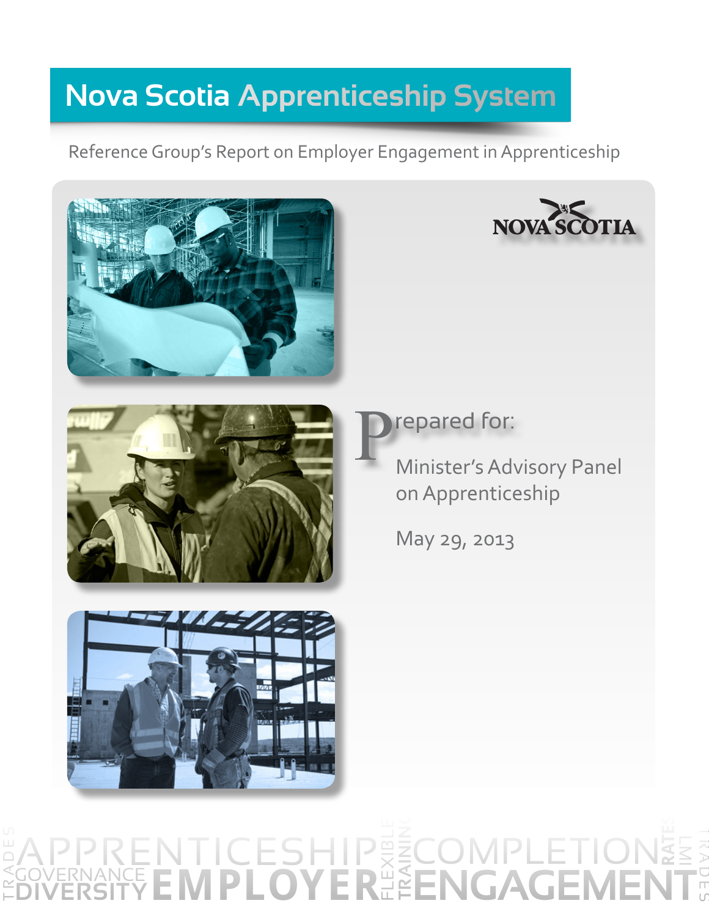# Nova Scotia Apprenticeship System

Reference Group's Report on Employer Engagement in Apprenticeship

NOVA SCOTIA

Prepared for:

Minister's Advisory Panel on Apprenticeship

May 29, 2013

APPRENTICESHIP COMPLETION GOVERNANCE DIVERSITY EMPLOYER FLEXIBLE TRAINING ENGAGEMENT RATES TRADES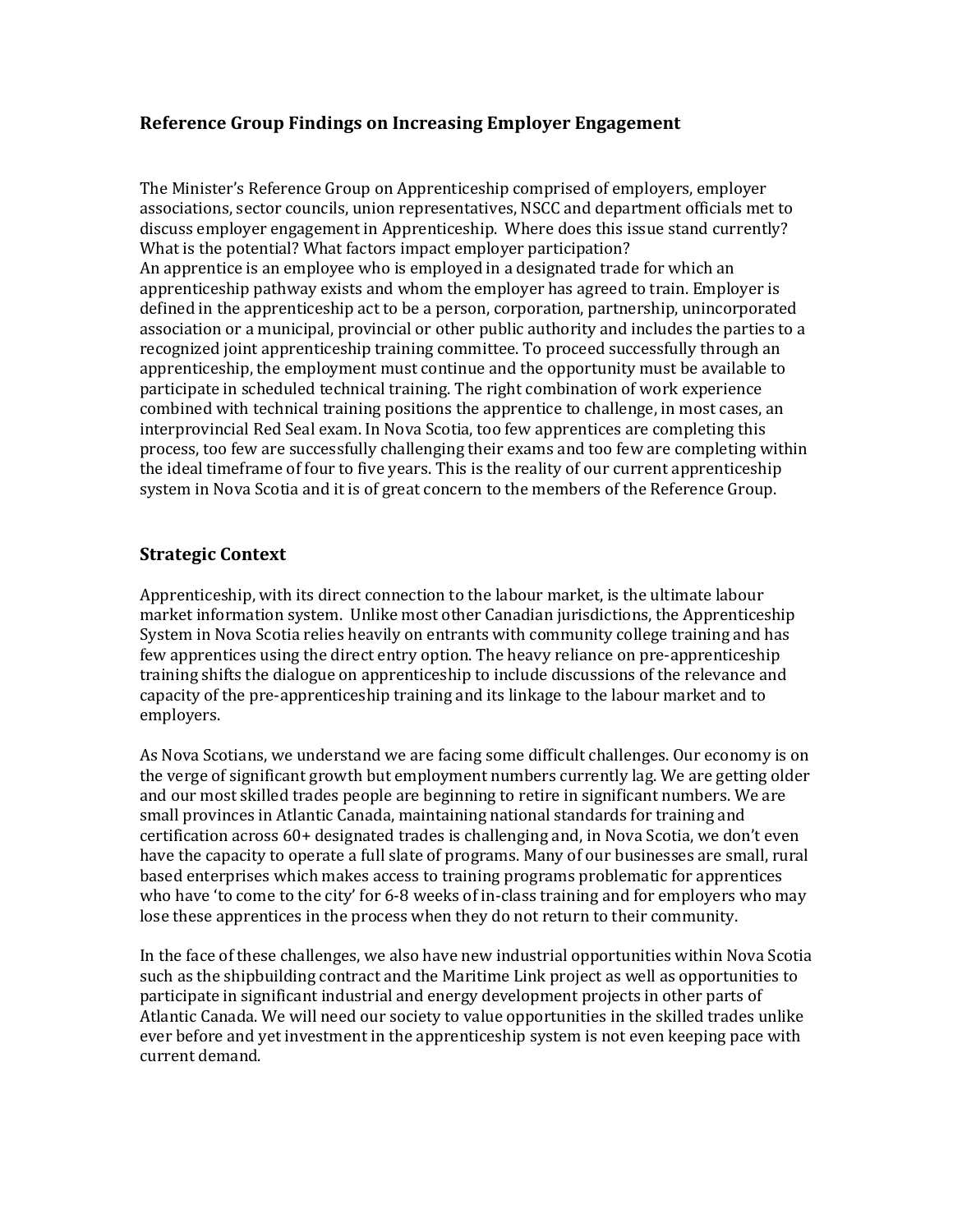## Reference Group Findings on Increasing Employer Engagement

The Minister's Reference Group on Apprenticeship comprised of employers, employer associations, sector councils, union representatives, NSCC and department officials met to discuss employer engagement in Apprenticeship. Where does this issue stand currently? What is the potential? What factors impact employer participation?

An apprentice is an employee who is employed in a designated trade for which an apprenticeship pathway exists and whom the employer has agreed to train. Employer is defined in the apprenticeship act to be a person, corporation, partnership, unincorporated association or a municipal, provincial or other public authority and includes the parties to a recognized joint apprenticeship training committee. To proceed successfully through an apprenticeship, the employment must continue and the opportunity must be available to participate in scheduled technical training. The right combination of work experience combined with technical training positions the apprentice to challenge, in most cases, an interprovincial Red Seal exam. In Nova Scotia, too few apprentices are completing this process, too few are successfully challenging their exams and too few are completing within the ideal timeframe of four to five years. This is the reality of our current apprenticeship system in Nova Scotia and it is of great concern to the members of the Reference Group.

## Strategic Context

Apprenticeship, with its direct connection to the labour market, is the ultimate labour market information system. Unlike most other Canadian jurisdictions, the Apprenticeship System in Nova Scotia relies heavily on entrants with community college training and has few apprentices using the direct entry option. The heavy reliance on pre-apprenticeship training shifts the dialogue on apprenticeship to include discussions of the relevance and capacity of the pre-apprenticeship training and its linkage to the labour market and to employers.

As Nova Scotians, we understand we are facing some difficult challenges. Our economy is on the verge of significant growth but employment numbers currently lag. We are getting older and our most skilled trades people are beginning to retire in significant numbers. We are small provinces in Atlantic Canada, maintaining national standards for training and certification across 60+ designated trades is challenging and, in Nova Scotia, we don't even have the capacity to operate a full slate of programs. Many of our businesses are small, rural based enterprises which makes access to training programs problematic for apprentices who have 'to come to the city' for 6-8 weeks of in-class training and for employers who may lose these apprentices in the process when they do not return to their community.

In the face of these challenges, we also have new industrial opportunities within Nova Scotia such as the shipbuilding contract and the Maritime Link project as well as opportunities to participate in significant industrial and energy development projects in other parts of Atlantic Canada. We will need our society to value opportunities in the skilled trades unlike ever before and yet investment in the apprenticeship system is not even keeping pace with current demand.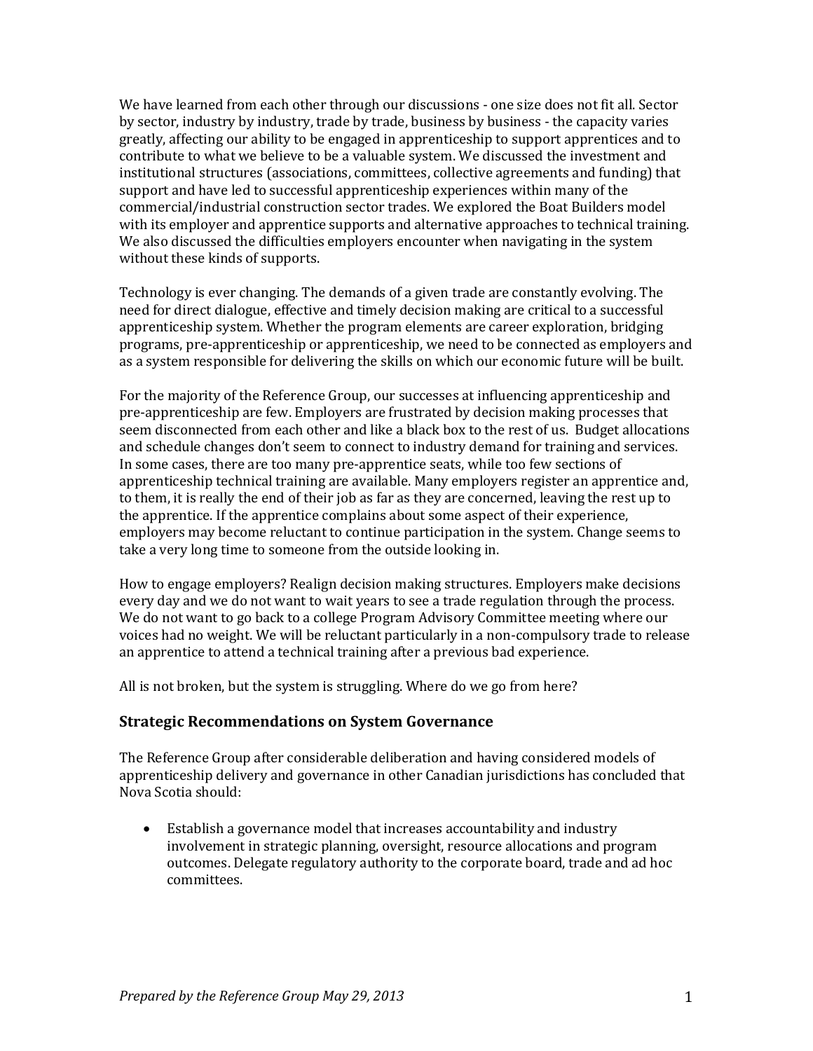We have learned from each other through our discussions - one size does not fit all. Sector by sector, industry by industry, trade by trade, business by business - the capacity varies greatly, affecting our ability to be engaged in apprenticeship to support apprentices and to contribute to what we believe to be a valuable system. We discussed the investment and institutional structures (associations, committees, collective agreements and funding) that support and have led to successful apprenticeship experiences within many of the commercial/industrial construction sector trades. We explored the Boat Builders model with its employer and apprentice supports and alternative approaches to technical training. We also discussed the difficulties employers encounter when navigating in the system without these kinds of supports.

Technology is ever changing. The demands of a given trade are constantly evolving. The need for direct dialogue, effective and timely decision making are critical to a successful apprenticeship system. Whether the program elements are career exploration, bridging programs, pre-apprenticeship or apprenticeship, we need to be connected as employers and as a system responsible for delivering the skills on which our economic future will be built.

For the majority of the Reference Group, our successes at influencing apprenticeship and pre-apprenticeship are few. Employers are frustrated by decision making processes that seem disconnected from each other and like a black box to the rest of us. Budget allocations and schedule changes don't seem to connect to industry demand for training and services. In some cases, there are too many pre-apprentice seats, while too few sections of apprenticeship technical training are available. Many employers register an apprentice and, to them, it is really the end of their job as far as they are concerned, leaving the rest up to the apprentice. If the apprentice complains about some aspect of their experience, employers may become reluctant to continue participation in the system. Change seems to take a very long time to someone from the outside looking in.

How to engage employers? Realign decision making structures. Employers make decisions every day and we do not want to wait years to see a trade regulation through the process. We do not want to go back to a college Program Advisory Committee meeting where our voices had no weight. We will be reluctant particularly in a non-compulsory trade to release an apprentice to attend a technical training after a previous bad experience.

All is not broken, but the system is struggling. Where do we go from here?

## Strategic Recommendations on System Governance

The Reference Group after considerable deliberation and having considered models of apprenticeship delivery and governance in other Canadian jurisdictions has concluded that Nova Scotia should:

- Establish a governance model that increases accountability and industry involvement in strategic planning, oversight, resource allocations and program outcomes. Delegate regulatory authority to the corporate board, trade and ad hoc committees.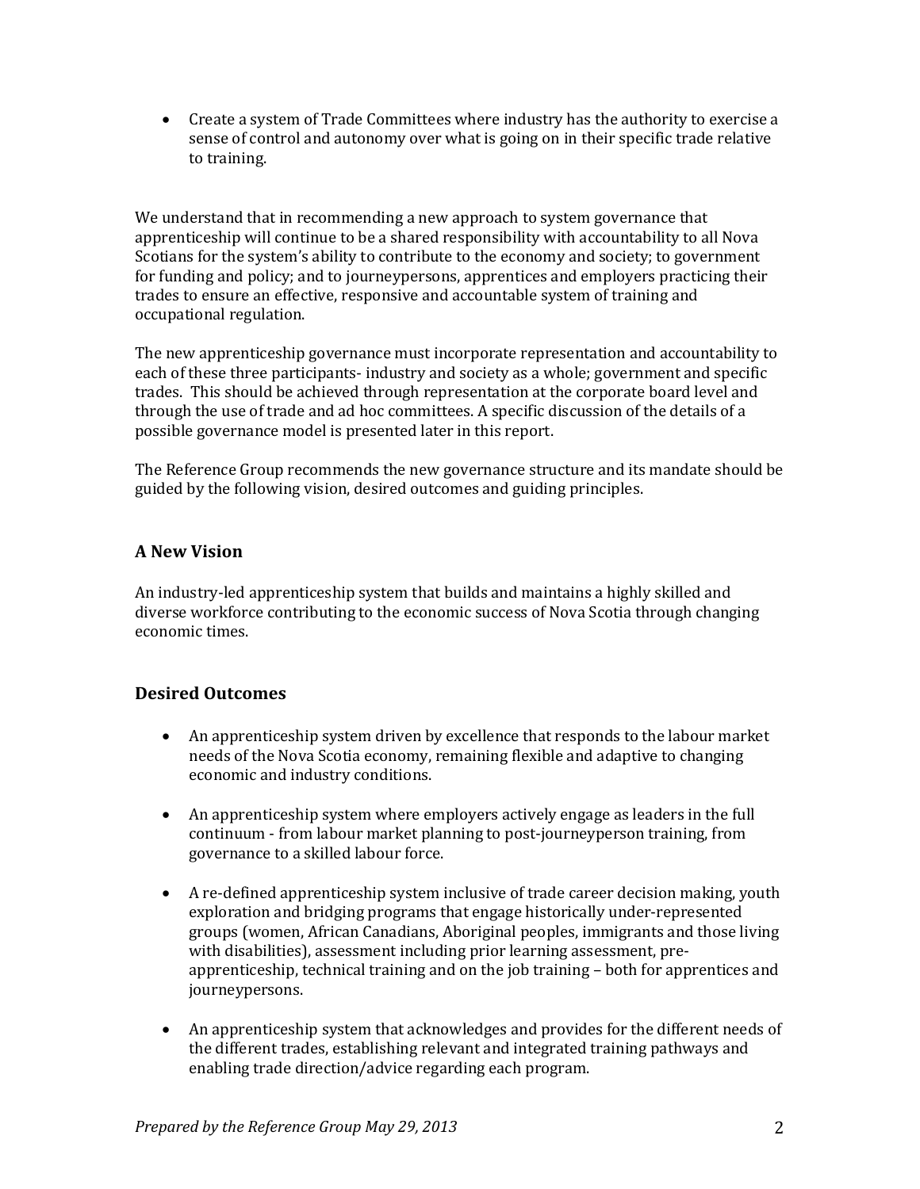- Create a system of Trade Committees where industry has the authority to exercise a sense of control and autonomy over what is going on in their specific trade relative to training.

We understand that in recommending a new approach to system governance that apprenticeship will continue to be a shared responsibility with accountability to all Nova Scotians for the system's ability to contribute to the economy and society; to government for funding and policy; and to journeypersons, apprentices and employers practicing their trades to ensure an effective, responsive and accountable system of training and occupational regulation.

The new apprenticeship governance must incorporate representation and accountability to each of these three participants- industry and society as a whole; government and specific trades. This should be achieved through representation at the corporate board level and through the use of trade and ad hoc committees. A specific discussion of the details of a possible governance model is presented later in this report.

The Reference Group recommends the new governance structure and its mandate should be guided by the following vision, desired outcomes and guiding principles.

## A New Vision

An industry-led apprenticeship system that builds and maintains a highly skilled and diverse workforce contributing to the economic success of Nova Scotia through changing economic times.

## Desired Outcomes

- An apprenticeship system driven by excellence that responds to the labour market needs of the Nova Scotia economy, remaining flexible and adaptive to changing economic and industry conditions.

- An apprenticeship system where employers actively engage as leaders in the full continuum - from labour market planning to post-journeyperson training, from governance to a skilled labour force.

- A re-defined apprenticeship system inclusive of trade career decision making, youth exploration and bridging programs that engage historically under-represented groups (women, African Canadians, Aboriginal peoples, immigrants and those living with disabilities), assessment including prior learning assessment, pre-apprenticeship, technical training and on the job training – both for apprentices and journeypersons.

- An apprenticeship system that acknowledges and provides for the different needs of the different trades, establishing relevant and integrated training pathways and enabling trade direction/advice regarding each program.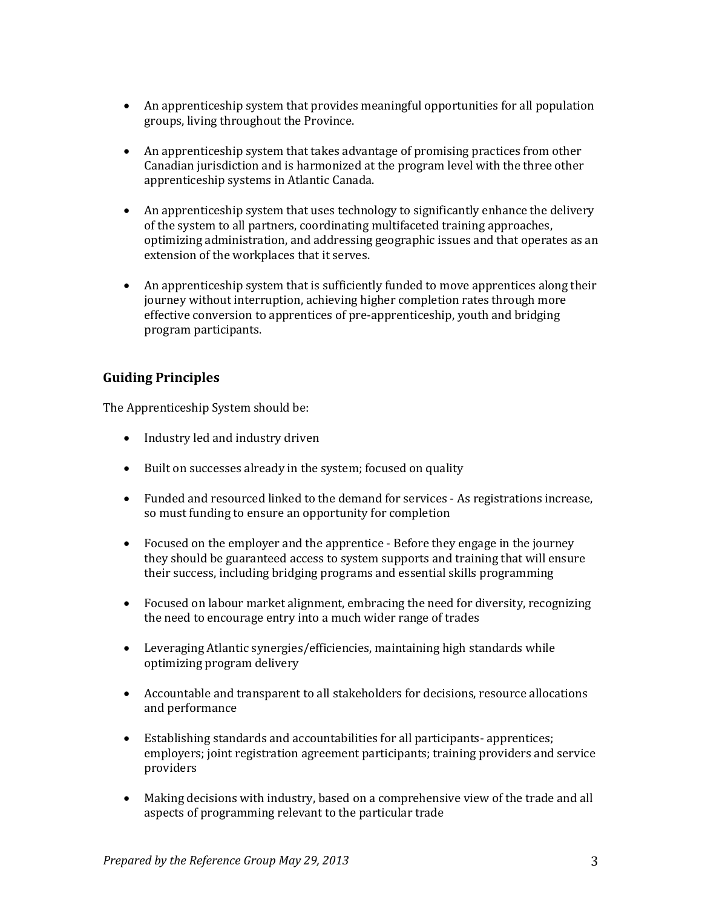- An apprenticeship system that provides meaningful opportunities for all population groups, living throughout the Province.

- An apprenticeship system that takes advantage of promising practices from other Canadian jurisdiction and is harmonized at the program level with the three other apprenticeship systems in Atlantic Canada.

- An apprenticeship system that uses technology to significantly enhance the delivery of the system to all partners, coordinating multifaceted training approaches, optimizing administration, and addressing geographic issues and that operates as an extension of the workplaces that it serves.

- An apprenticeship system that is sufficiently funded to move apprentices along their journey without interruption, achieving higher completion rates through more effective conversion to apprentices of pre-apprenticeship, youth and bridging program participants.

## Guiding Principles

The Apprenticeship System should be:

- Industry led and industry driven

- Built on successes already in the system; focused on quality

- Funded and resourced linked to the demand for services - As registrations increase, so must funding to ensure an opportunity for completion

- Focused on the employer and the apprentice - Before they engage in the journey they should be guaranteed access to system supports and training that will ensure their success, including bridging programs and essential skills programming

- Focused on labour market alignment, embracing the need for diversity, recognizing the need to encourage entry into a much wider range of trades

- Leveraging Atlantic synergies/efficiencies, maintaining high standards while optimizing program delivery

- Accountable and transparent to all stakeholders for decisions, resource allocations and performance

- Establishing standards and accountabilities for all participants- apprentices; employers; joint registration agreement participants; training providers and service providers

- Making decisions with industry, based on a comprehensive view of the trade and all aspects of programming relevant to the particular trade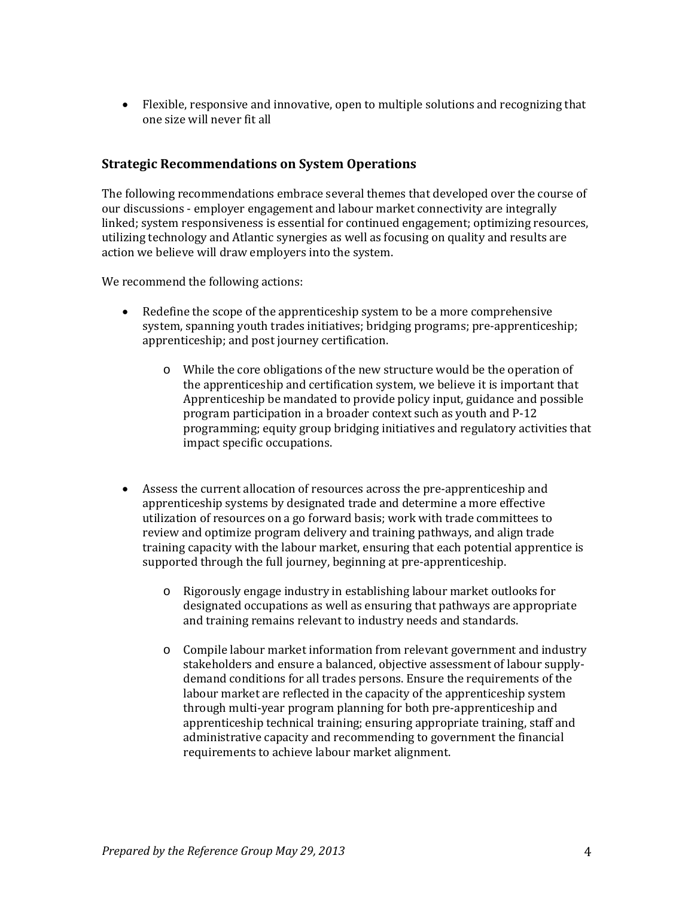- Flexible, responsive and innovative, open to multiple solutions and recognizing that one size will never fit all

### Strategic Recommendations on System Operations

The following recommendations embrace several themes that developed over the course of our discussions - employer engagement and labour market connectivity are integrally linked; system responsiveness is essential for continued engagement; optimizing resources, utilizing technology and Atlantic synergies as well as focusing on quality and results are action we believe will draw employers into the system.

We recommend the following actions:

- Redefine the scope of the apprenticeship system to be a more comprehensive system, spanning youth trades initiatives; bridging programs; pre-apprenticeship; apprenticeship; and post journey certification.
    - While the core obligations of the new structure would be the operation of the apprenticeship and certification system, we believe it is important that Apprenticeship be mandated to provide policy input, guidance and possible program participation in a broader context such as youth and P-12 programming; equity group bridging initiatives and regulatory activities that impact specific occupations.

- Assess the current allocation of resources across the pre-apprenticeship and apprenticeship systems by designated trade and determine a more effective utilization of resources on a go forward basis; work with trade committees to review and optimize program delivery and training pathways, and align trade training capacity with the labour market, ensuring that each potential apprentice is supported through the full journey, beginning at pre-apprenticeship.
    - Rigorously engage industry in establishing labour market outlooks for designated occupations as well as ensuring that pathways are appropriate and training remains relevant to industry needs and standards.
    - Compile labour market information from relevant government and industry stakeholders and ensure a balanced, objective assessment of labour supply-demand conditions for all trades persons. Ensure the requirements of the labour market are reflected in the capacity of the apprenticeship system through multi-year program planning for both pre-apprenticeship and apprenticeship technical training; ensuring appropriate training, staff and administrative capacity and recommending to government the financial requirements to achieve labour market alignment.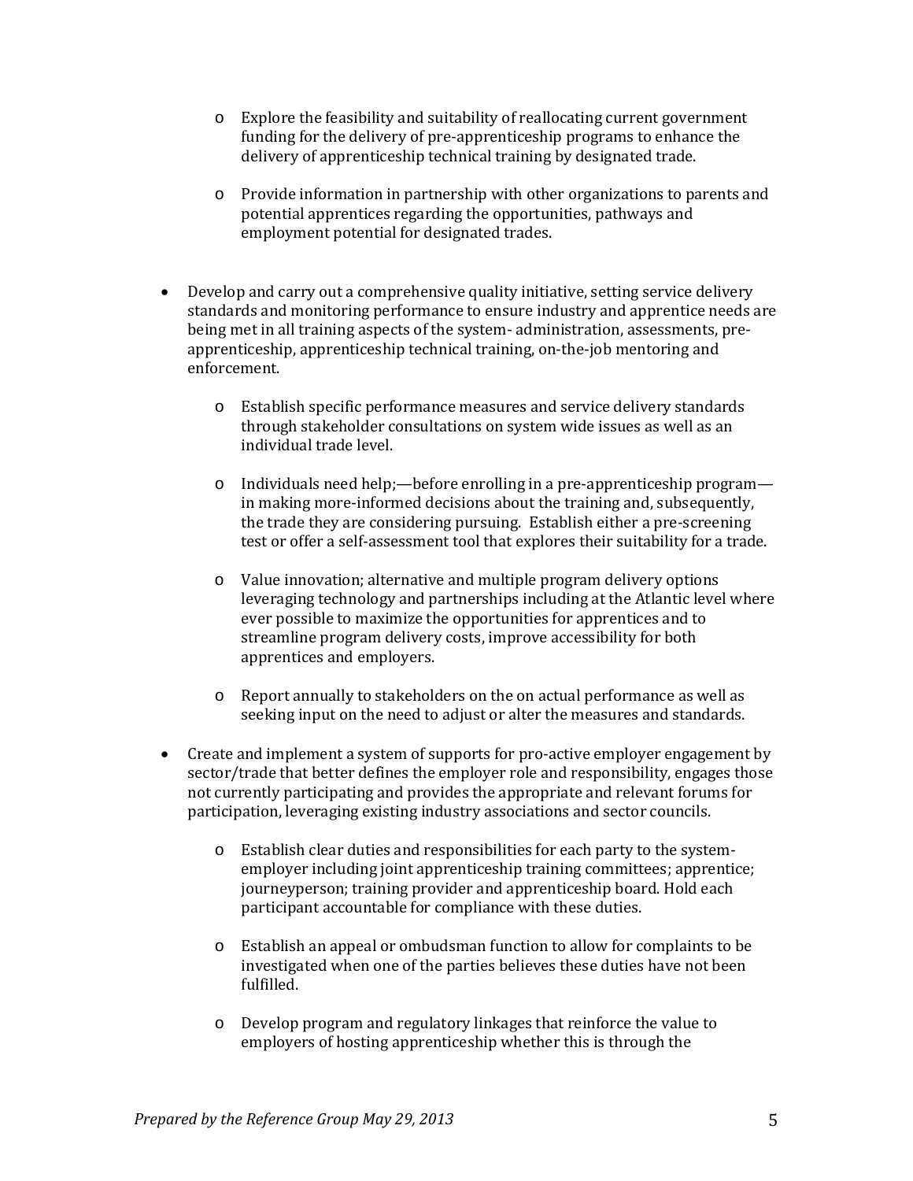- Explore the feasibility and suitability of reallocating current government funding for the delivery of pre-apprenticeship programs to enhance the delivery of apprenticeship technical training by designated trade.

    - Provide information in partnership with other organizations to parents and potential apprentices regarding the opportunities, pathways and employment potential for designated trades.

- Develop and carry out a comprehensive quality initiative, setting service delivery standards and monitoring performance to ensure industry and apprentice needs are being met in all training aspects of the system- administration, assessments, pre-apprenticeship, apprenticeship technical training, on-the-job mentoring and enforcement.

    - Establish specific performance measures and service delivery standards through stakeholder consultations on system wide issues as well as an individual trade level.

    - Individuals need help;—before enrolling in a pre-apprenticeship program—in making more-informed decisions about the training and, subsequently, the trade they are considering pursuing. Establish either a pre-screening test or offer a self-assessment tool that explores their suitability for a trade.

    - Value innovation; alternative and multiple program delivery options leveraging technology and partnerships including at the Atlantic level where ever possible to maximize the opportunities for apprentices and to streamline program delivery costs, improve accessibility for both apprentices and employers.

    - Report annually to stakeholders on the on actual performance as well as seeking input on the need to adjust or alter the measures and standards.

- Create and implement a system of supports for pro-active employer engagement by sector/trade that better defines the employer role and responsibility, engages those not currently participating and provides the appropriate and relevant forums for participation, leveraging existing industry associations and sector councils.

    - Establish clear duties and responsibilities for each party to the system-employer including joint apprenticeship training committees; apprentice; journeyperson; training provider and apprenticeship board. Hold each participant accountable for compliance with these duties.

    - Establish an appeal or ombudsman function to allow for complaints to be investigated when one of the parties believes these duties have not been fulfilled.

    - Develop program and regulatory linkages that reinforce the value to employers of hosting apprenticeship whether this is through the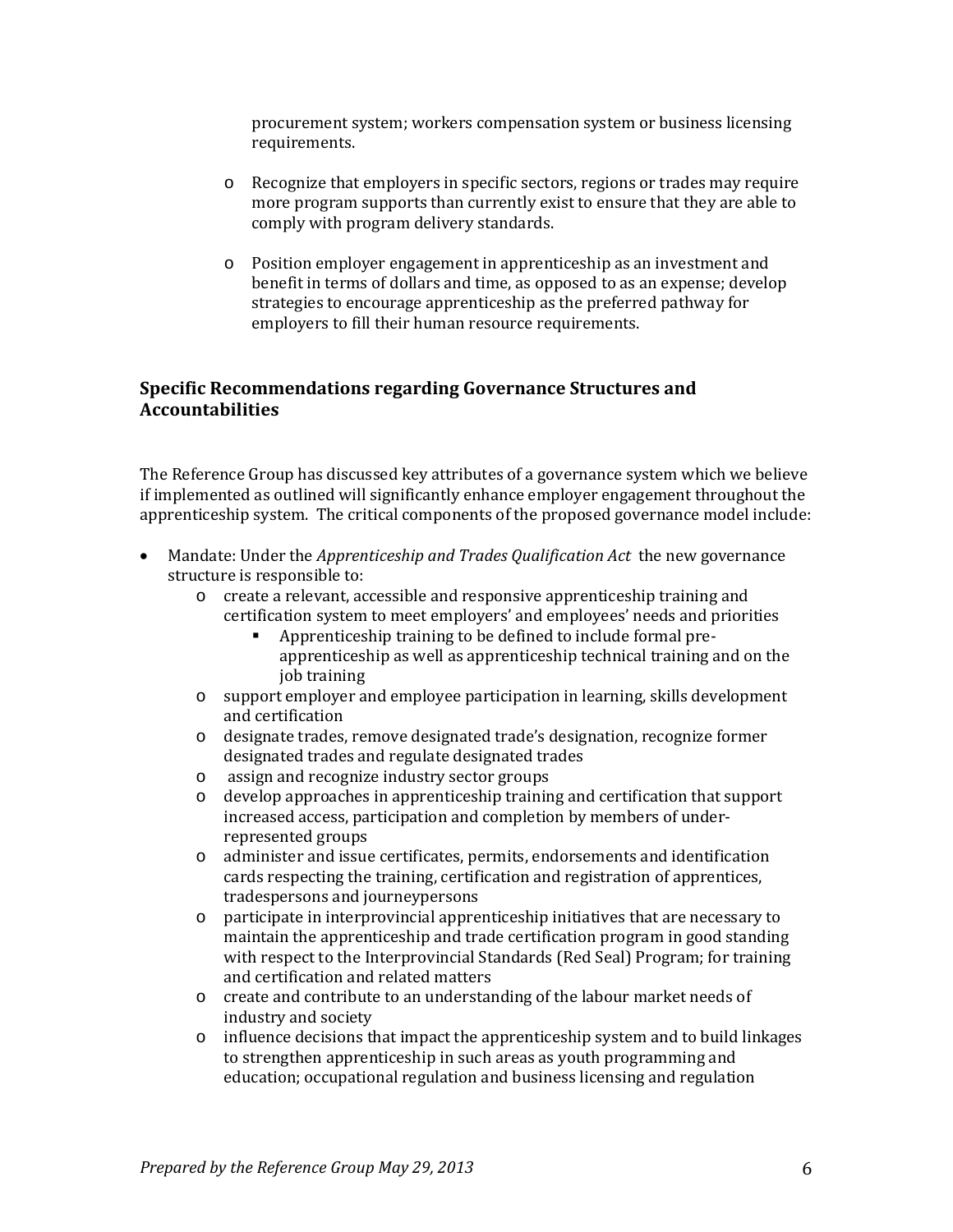procurement system; workers compensation system or business licensing requirements.

- Recognize that employers in specific sectors, regions or trades may require more program supports than currently exist to ensure that they are able to comply with program delivery standards.

- Position employer engagement in apprenticeship as an investment and benefit in terms of dollars and time, as opposed to as an expense; develop strategies to encourage apprenticeship as the preferred pathway for employers to fill their human resource requirements.

## Specific Recommendations regarding Governance Structures and Accountabilities

The Reference Group has discussed key attributes of a governance system which we believe if implemented as outlined will significantly enhance employer engagement throughout the apprenticeship system. The critical components of the proposed governance model include:

- Mandate: Under the *Apprenticeship and Trades Qualification Act* the new governance structure is responsible to:
  - create a relevant, accessible and responsive apprenticeship training and certification system to meet employers' and employees' needs and priorities
    - Apprenticeship training to be defined to include formal pre-apprenticeship as well as apprenticeship technical training and on the job training
  - support employer and employee participation in learning, skills development and certification
  - designate trades, remove designated trade's designation, recognize former designated trades and regulate designated trades
  - assign and recognize industry sector groups
  - develop approaches in apprenticeship training and certification that support increased access, participation and completion by members of under-represented groups
  - administer and issue certificates, permits, endorsements and identification cards respecting the training, certification and registration of apprentices, tradespersons and journeypersons
  - participate in interprovincial apprenticeship initiatives that are necessary to maintain the apprenticeship and trade certification program in good standing with respect to the Interprovincial Standards (Red Seal) Program; for training and certification and related matters
  - create and contribute to an understanding of the labour market needs of industry and society
  - influence decisions that impact the apprenticeship system and to build linkages to strengthen apprenticeship in such areas as youth programming and education; occupational regulation and business licensing and regulation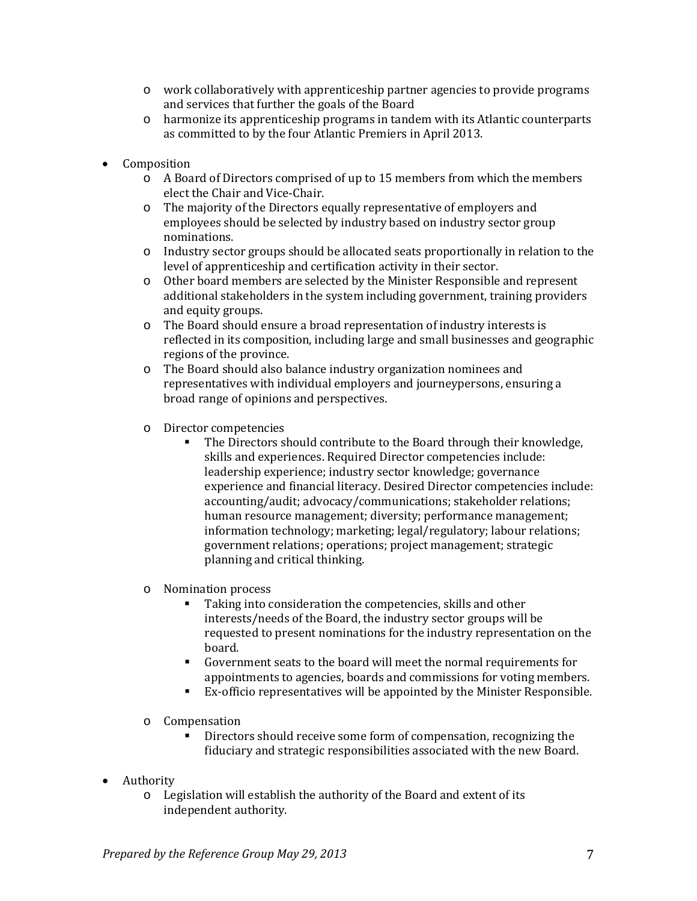- work collaboratively with apprenticeship partner agencies to provide programs and services that further the goals of the Board
  - harmonize its apprenticeship programs in tandem with its Atlantic counterparts as committed to by the four Atlantic Premiers in April 2013.

- Composition
  - A Board of Directors comprised of up to 15 members from which the members elect the Chair and Vice-Chair.
  - The majority of the Directors equally representative of employers and employees should be selected by industry based on industry sector group nominations.
  - Industry sector groups should be allocated seats proportionally in relation to the level of apprenticeship and certification activity in their sector.
  - Other board members are selected by the Minister Responsible and represent additional stakeholders in the system including government, training providers and equity groups.
  - The Board should ensure a broad representation of industry interests is reflected in its composition, including large and small businesses and geographic regions of the province.
  - The Board should also balance industry organization nominees and representatives with individual employers and journeypersons, ensuring a broad range of opinions and perspectives.

  - Director competencies
    - The Directors should contribute to the Board through their knowledge, skills and experiences. Required Director competencies include: leadership experience; industry sector knowledge; governance experience and financial literacy. Desired Director competencies include: accounting/audit; advocacy/communications; stakeholder relations; human resource management; diversity; performance management; information technology; marketing; legal/regulatory; labour relations; government relations; operations; project management; strategic planning and critical thinking.

  - Nomination process
    - Taking into consideration the competencies, skills and other interests/needs of the Board, the industry sector groups will be requested to present nominations for the industry representation on the board.
    - Government seats to the board will meet the normal requirements for appointments to agencies, boards and commissions for voting members.
    - Ex-officio representatives will be appointed by the Minister Responsible.

  - Compensation
    - Directors should receive some form of compensation, recognizing the fiduciary and strategic responsibilities associated with the new Board.

- Authority
  - Legislation will establish the authority of the Board and extent of its independent authority.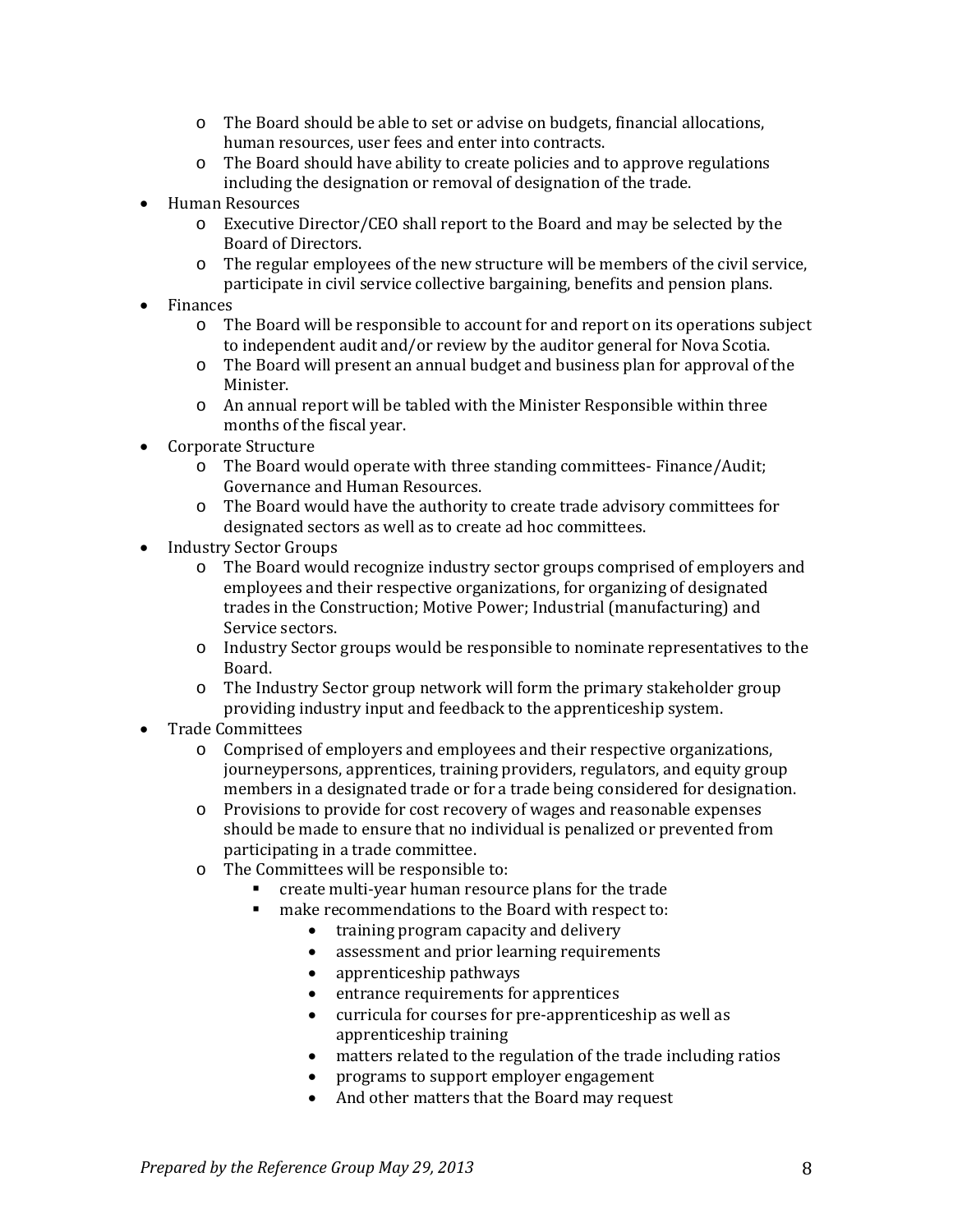- The Board should be able to set or advise on budgets, financial allocations, human resources, user fees and enter into contracts.
  - The Board should have ability to create policies and to approve regulations including the designation or removal of designation of the trade.
- Human Resources
  - Executive Director/CEO shall report to the Board and may be selected by the Board of Directors.
  - The regular employees of the new structure will be members of the civil service, participate in civil service collective bargaining, benefits and pension plans.
- Finances
  - The Board will be responsible to account for and report on its operations subject to independent audit and/or review by the auditor general for Nova Scotia.
  - The Board will present an annual budget and business plan for approval of the Minister.
  - An annual report will be tabled with the Minister Responsible within three months of the fiscal year.
- Corporate Structure
  - The Board would operate with three standing committees- Finance/Audit; Governance and Human Resources.
  - The Board would have the authority to create trade advisory committees for designated sectors as well as to create ad hoc committees.
- Industry Sector Groups
  - The Board would recognize industry sector groups comprised of employers and employees and their respective organizations, for organizing of designated trades in the Construction; Motive Power; Industrial (manufacturing) and Service sectors.
  - Industry Sector groups would be responsible to nominate representatives to the Board.
  - The Industry Sector group network will form the primary stakeholder group providing industry input and feedback to the apprenticeship system.
- Trade Committees
  - Comprised of employers and employees and their respective organizations, journeypersons, apprentices, training providers, regulators, and equity group members in a designated trade or for a trade being considered for designation.
  - Provisions to provide for cost recovery of wages and reasonable expenses should be made to ensure that no individual is penalized or prevented from participating in a trade committee.
  - The Committees will be responsible to:
    - create multi-year human resource plans for the trade
    - make recommendations to the Board with respect to:
      - training program capacity and delivery
      - assessment and prior learning requirements
      - apprenticeship pathways
      - entrance requirements for apprentices
      - curricula for courses for pre-apprenticeship as well as apprenticeship training
      - matters related to the regulation of the trade including ratios
      - programs to support employer engagement
      - And other matters that the Board may request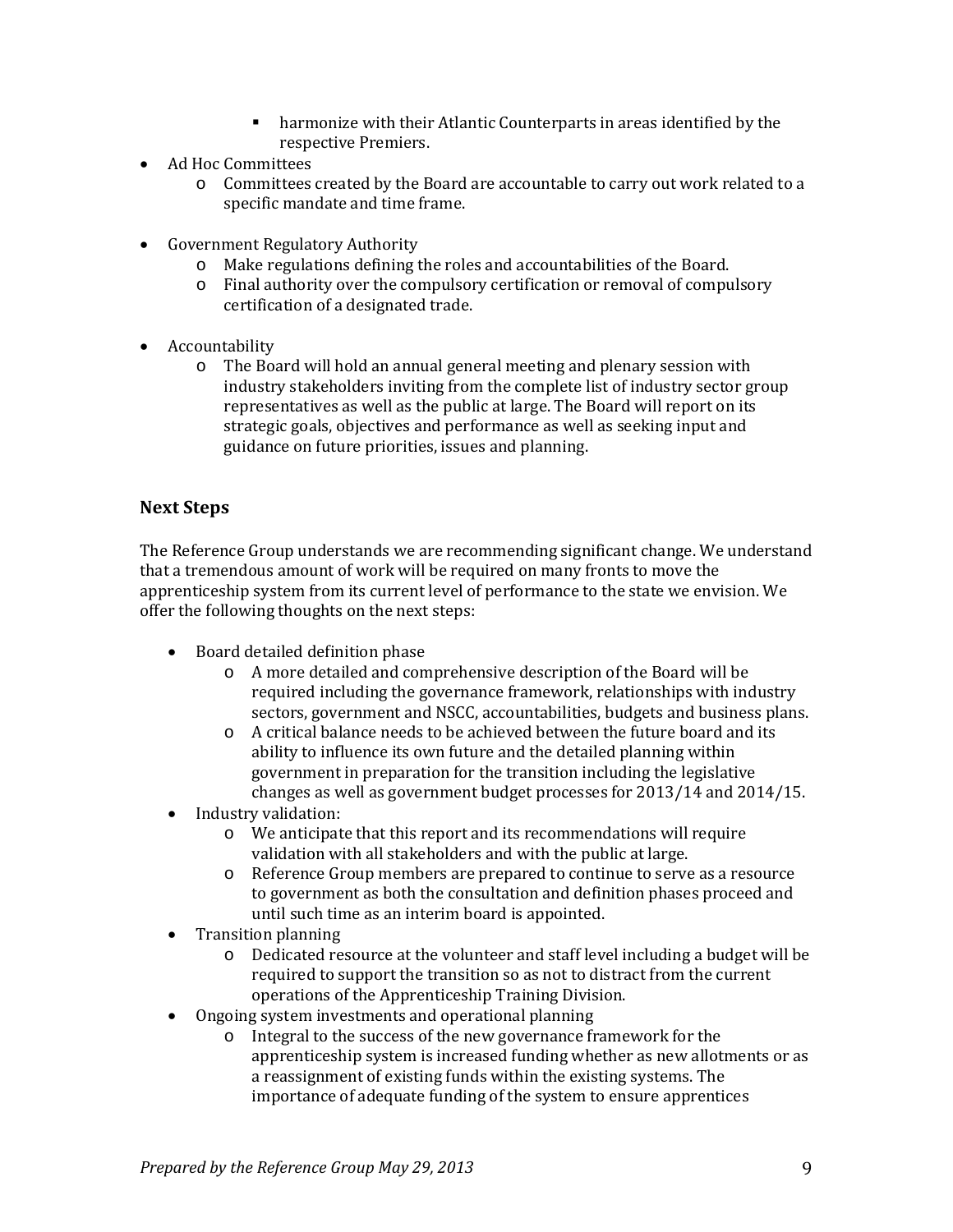- harmonize with their Atlantic Counterparts in areas identified by the respective Premiers.
- Ad Hoc Committees
    - Committees created by the Board are accountable to carry out work related to a specific mandate and time frame.

- Government Regulatory Authority
    - Make regulations defining the roles and accountabilities of the Board.
    - Final authority over the compulsory certification or removal of compulsory certification of a designated trade.

- Accountability
    - The Board will hold an annual general meeting and plenary session with industry stakeholders inviting from the complete list of industry sector group representatives as well as the public at large. The Board will report on its strategic goals, objectives and performance as well as seeking input and guidance on future priorities, issues and planning.

## Next Steps

The Reference Group understands we are recommending significant change. We understand that a tremendous amount of work will be required on many fronts to move the apprenticeship system from its current level of performance to the state we envision. We offer the following thoughts on the next steps:

- Board detailed definition phase
    - A more detailed and comprehensive description of the Board will be required including the governance framework, relationships with industry sectors, government and NSCC, accountabilities, budgets and business plans.
    - A critical balance needs to be achieved between the future board and its ability to influence its own future and the detailed planning within government in preparation for the transition including the legislative changes as well as government budget processes for 2013/14 and 2014/15.
- Industry validation:
    - We anticipate that this report and its recommendations will require validation with all stakeholders and with the public at large.
    - Reference Group members are prepared to continue to serve as a resource to government as both the consultation and definition phases proceed and until such time as an interim board is appointed.
- Transition planning
    - Dedicated resource at the volunteer and staff level including a budget will be required to support the transition so as not to distract from the current operations of the Apprenticeship Training Division.
- Ongoing system investments and operational planning
    - Integral to the success of the new governance framework for the apprenticeship system is increased funding whether as new allotments or as a reassignment of existing funds within the existing systems. The importance of adequate funding of the system to ensure apprentices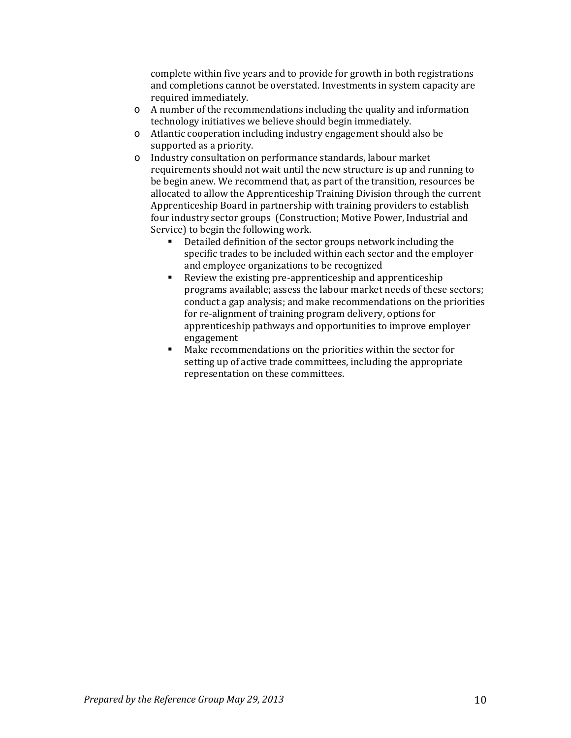complete within five years and to provide for growth in both registrations and completions cannot be overstated. Investments in system capacity are required immediately.

- A number of the recommendations including the quality and information technology initiatives we believe should begin immediately.
- Atlantic cooperation including industry engagement should also be supported as a priority.
- Industry consultation on performance standards, labour market requirements should not wait until the new structure is up and running to be begin anew. We recommend that, as part of the transition, resources be allocated to allow the Apprenticeship Training Division through the current Apprenticeship Board in partnership with training providers to establish four industry sector groups (Construction; Motive Power, Industrial and Service) to begin the following work.
    - Detailed definition of the sector groups network including the specific trades to be included within each sector and the employer and employee organizations to be recognized
    - Review the existing pre-apprenticeship and apprenticeship programs available; assess the labour market needs of these sectors; conduct a gap analysis; and make recommendations on the priorities for re-alignment of training program delivery, options for apprenticeship pathways and opportunities to improve employer engagement
    - Make recommendations on the priorities within the sector for setting up of active trade committees, including the appropriate representation on these committees.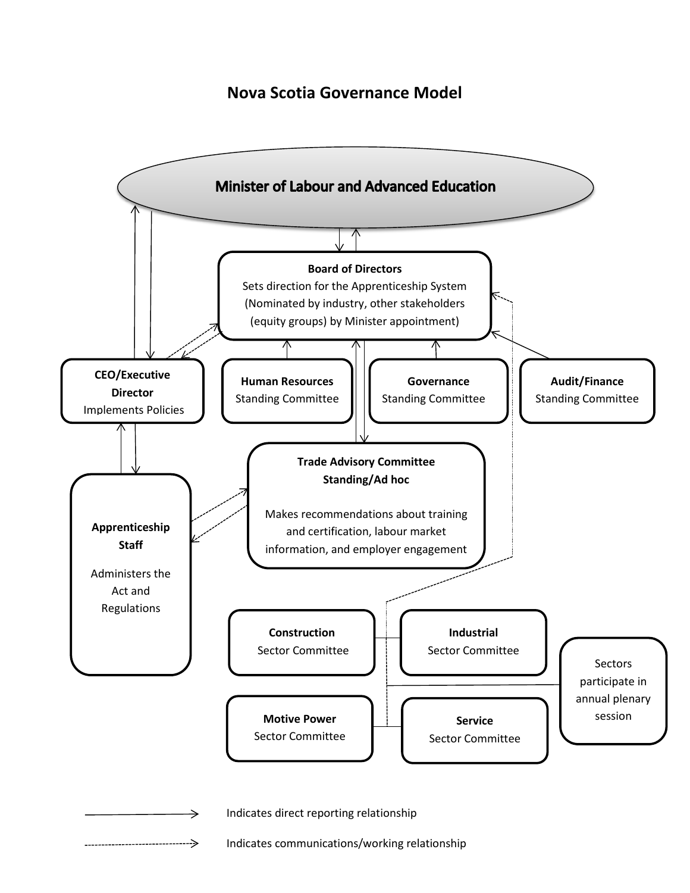# Nova Scotia Governance Model

**Minister of Labour and Advanced Education**

**Board of Directors**
Sets direction for the Apprenticeship System
(Nominated by industry, other stakeholders (equity groups) by Minister appointment)

**CEO/Executive Director**
Implements Policies

**Human Resources**
Standing Committee

**Governance**
Standing Committee

**Audit/Finance**
Standing Committee

**Trade Advisory Committee Standing/Ad hoc**

Makes recommendations about training and certification, labour market information, and employer engagement

**Apprenticeship Staff**

Administers the Act and Regulations

**Construction**
Sector Committee

**Industrial**
Sector Committee

**Motive Power**
Sector Committee

**Service**
Sector Committee

Sectors participate in annual plenary session

———> Indicates direct reporting relationship

- - - - -> Indicates communications/working relationship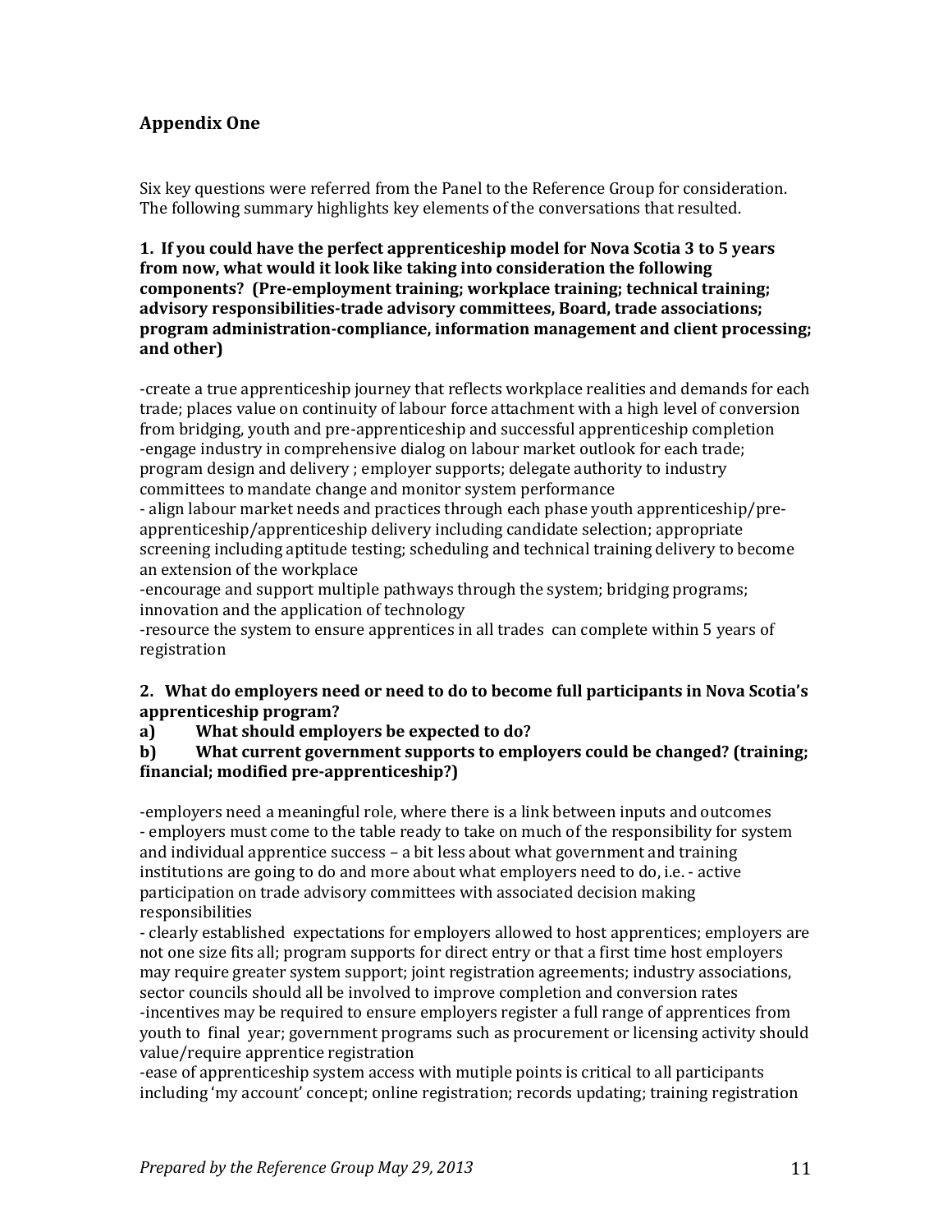## Appendix One

Six key questions were referred from the Panel to the Reference Group for consideration. The following summary highlights key elements of the conversations that resulted.

**1. If you could have the perfect apprenticeship model for Nova Scotia 3 to 5 years from now, what would it look like taking into consideration the following components? (Pre-employment training; workplace training; technical training; advisory responsibilities-trade advisory committees, Board, trade associations; program administration-compliance, information management and client processing; and other)**

-create a true apprenticeship journey that reflects workplace realities and demands for each trade; places value on continuity of labour force attachment with a high level of conversion from bridging, youth and pre-apprenticeship and successful apprenticeship completion
-engage industry in comprehensive dialog on labour market outlook for each trade; program design and delivery ; employer supports; delegate authority to industry committees to mandate change and monitor system performance
- align labour market needs and practices through each phase youth apprenticeship/pre-apprenticeship/apprenticeship delivery including candidate selection; appropriate screening including aptitude testing; scheduling and technical training delivery to become an extension of the workplace
-encourage and support multiple pathways through the system; bridging programs; innovation and the application of technology
-resource the system to ensure apprentices in all trades can complete within 5 years of registration

**2. What do employers need or need to do to become full participants in Nova Scotia's apprenticeship program?**

**a) What should employers be expected to do?**

**b) What current government supports to employers could be changed? (training; financial; modified pre-apprenticeship?)**

-employers need a meaningful role, where there is a link between inputs and outcomes
- employers must come to the table ready to take on much of the responsibility for system and individual apprentice success – a bit less about what government and training institutions are going to do and more about what employers need to do, i.e. - active participation on trade advisory committees with associated decision making responsibilities
- clearly established expectations for employers allowed to host apprentices; employers are not one size fits all; program supports for direct entry or that a first time host employers may require greater system support; joint registration agreements; industry associations, sector councils should all be involved to improve completion and conversion rates
-incentives may be required to ensure employers register a full range of apprentices from youth to final year; government programs such as procurement or licensing activity should value/require apprentice registration
-ease of apprenticeship system access with mutiple points is critical to all participants including 'my account' concept; online registration; records updating; training registration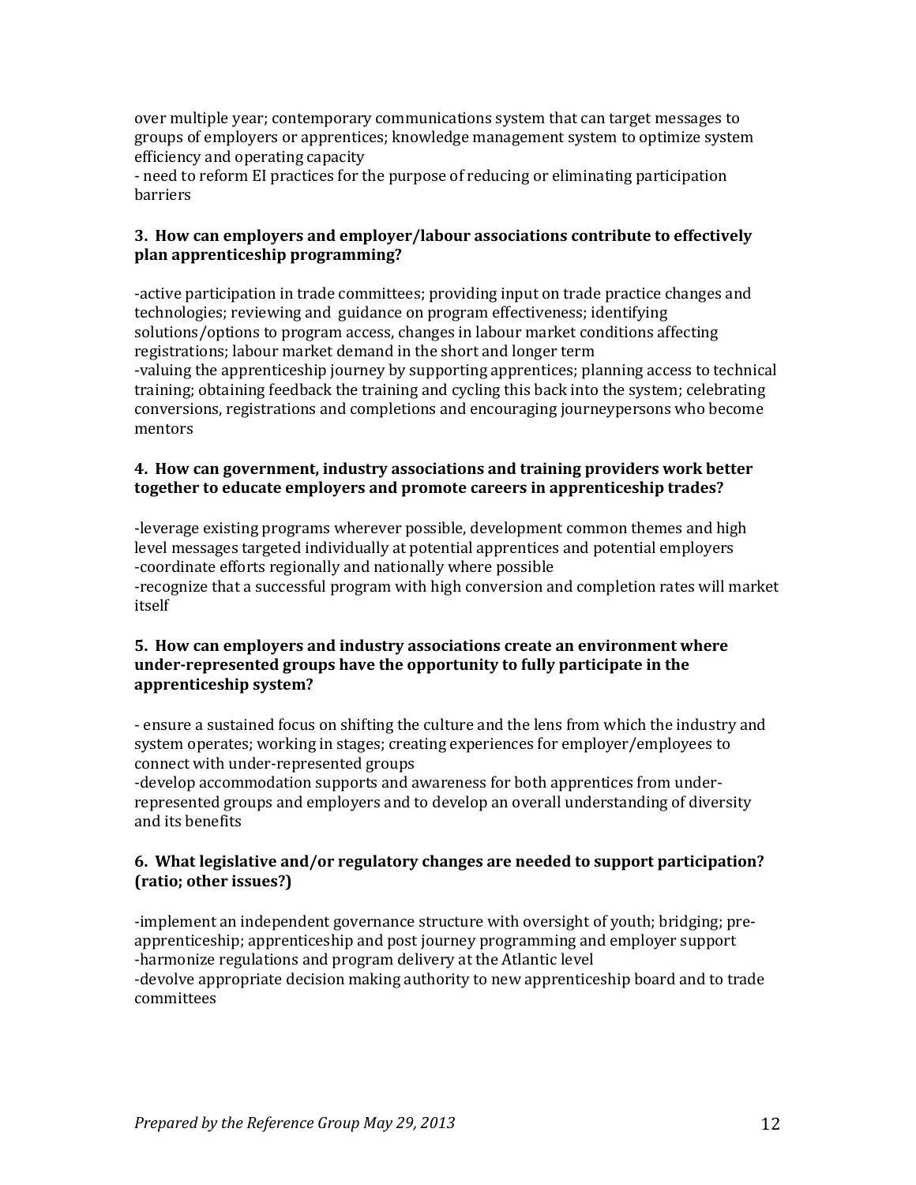over multiple year; contemporary communications system that can target messages to groups of employers or apprentices; knowledge management system to optimize system efficiency and operating capacity

- need to reform EI practices for the purpose of reducing or eliminating participation barriers

### 3. How can employers and employer/labour associations contribute to effectively plan apprenticeship programming?

-active participation in trade committees; providing input on trade practice changes and technologies; reviewing and guidance on program effectiveness; identifying solutions/options to program access, changes in labour market conditions affecting registrations; labour market demand in the short and longer term

-valuing the apprenticeship journey by supporting apprentices; planning access to technical training; obtaining feedback the training and cycling this back into the system; celebrating conversions, registrations and completions and encouraging journeypersons who become mentors

### 4. How can government, industry associations and training providers work better together to educate employers and promote careers in apprenticeship trades?

-leverage existing programs wherever possible, development common themes and high level messages targeted individually at potential apprentices and potential employers

-coordinate efforts regionally and nationally where possible

-recognize that a successful program with high conversion and completion rates will market itself

### 5. How can employers and industry associations create an environment where under-represented groups have the opportunity to fully participate in the apprenticeship system?

- ensure a sustained focus on shifting the culture and the lens from which the industry and system operates; working in stages; creating experiences for employer/employees to connect with under-represented groups

-develop accommodation supports and awareness for both apprentices from under-represented groups and employers and to develop an overall understanding of diversity and its benefits

### 6. What legislative and/or regulatory changes are needed to support participation? (ratio; other issues?)

-implement an independent governance structure with oversight of youth; bridging; pre-apprenticeship; apprenticeship and post journey programming and employer support

-harmonize regulations and program delivery at the Atlantic level

-devolve appropriate decision making authority to new apprenticeship board and to trade committees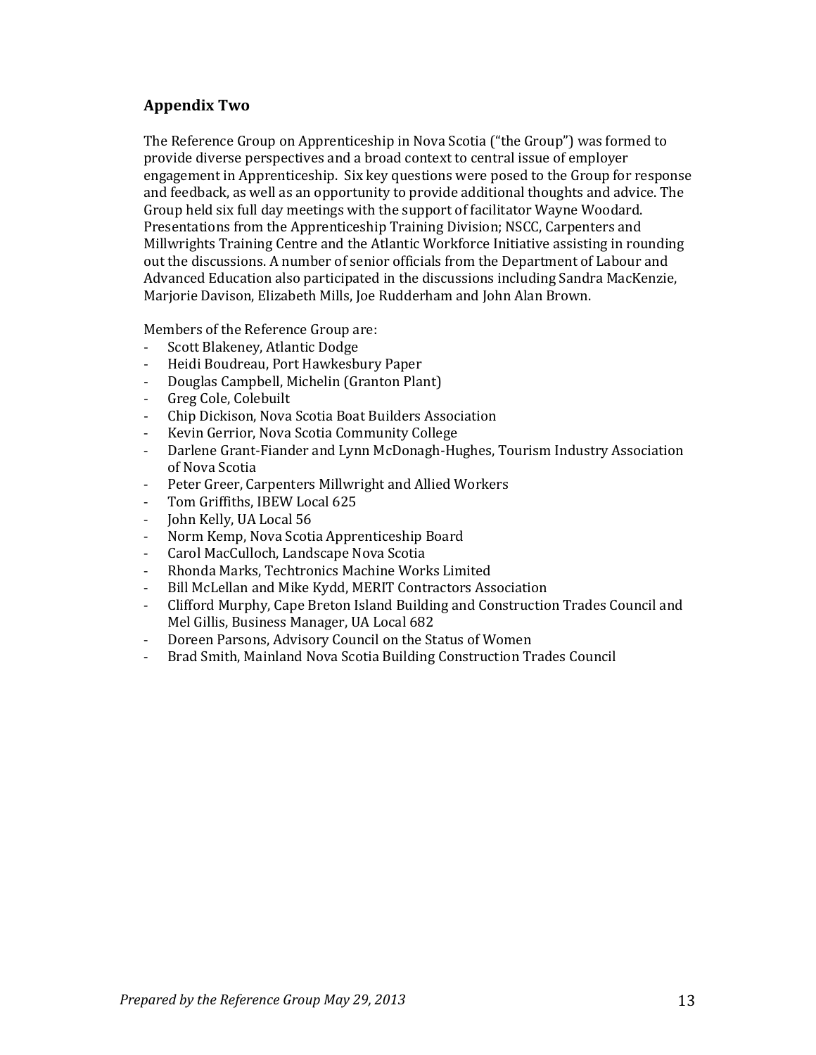## Appendix Two

The Reference Group on Apprenticeship in Nova Scotia ("the Group") was formed to provide diverse perspectives and a broad context to central issue of employer engagement in Apprenticeship. Six key questions were posed to the Group for response and feedback, as well as an opportunity to provide additional thoughts and advice. The Group held six full day meetings with the support of facilitator Wayne Woodard. Presentations from the Apprenticeship Training Division; NSCC, Carpenters and Millwrights Training Centre and the Atlantic Workforce Initiative assisting in rounding out the discussions. A number of senior officials from the Department of Labour and Advanced Education also participated in the discussions including Sandra MacKenzie, Marjorie Davison, Elizabeth Mills, Joe Rudderham and John Alan Brown.

Members of the Reference Group are:

- Scott Blakeney, Atlantic Dodge
- Heidi Boudreau, Port Hawkesbury Paper
- Douglas Campbell, Michelin (Granton Plant)
- Greg Cole, Colebuilt
- Chip Dickison, Nova Scotia Boat Builders Association
- Kevin Gerrior, Nova Scotia Community College
- Darlene Grant-Fiander and Lynn McDonagh-Hughes, Tourism Industry Association of Nova Scotia
- Peter Greer, Carpenters Millwright and Allied Workers
- Tom Griffiths, IBEW Local 625
- John Kelly, UA Local 56
- Norm Kemp, Nova Scotia Apprenticeship Board
- Carol MacCulloch, Landscape Nova Scotia
- Rhonda Marks, Techtronics Machine Works Limited
- Bill McLellan and Mike Kydd, MERIT Contractors Association
- Clifford Murphy, Cape Breton Island Building and Construction Trades Council and Mel Gillis, Business Manager, UA Local 682
- Doreen Parsons, Advisory Council on the Status of Women
- Brad Smith, Mainland Nova Scotia Building Construction Trades Council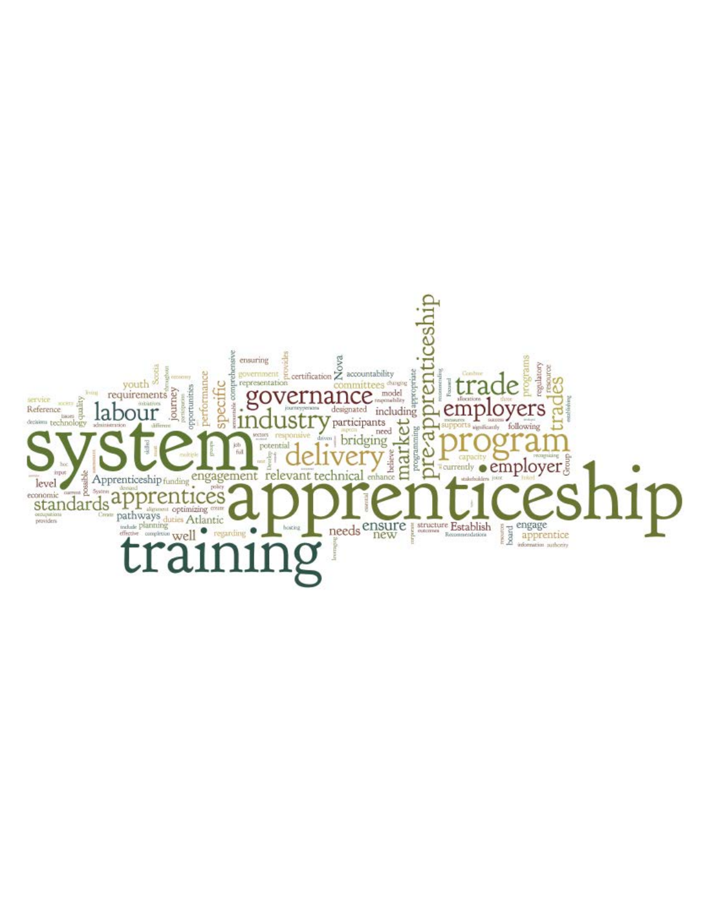system
apprenticeship
training
program
delivery
governance
industry
employers
trade
labour
apprentices
standards
pre-apprenticeship
market
employer
trades
programs
engagement
relevant
technical
bridging
specific
performance
committees
certification
accountability
Nova
Scotia
youth
requirements
journey
opportunities
comprehensive
ensuring
provides
government
representation
designated
model
including
appropriate
participants
need
needs
ensure
new
Establish
structure
engage
apprentice
board
regulatory
resource
capacity
supports
currently
following
Group
Apprenticeship
funding
pathways
Atlantic
optimizing
planning
well
regarding
potential
responsive
level
economic
possible
quality
technology
service
Reference
decisions
administration
duties
enhance
believe
programming
stakeholders
information
authority
Recommendations